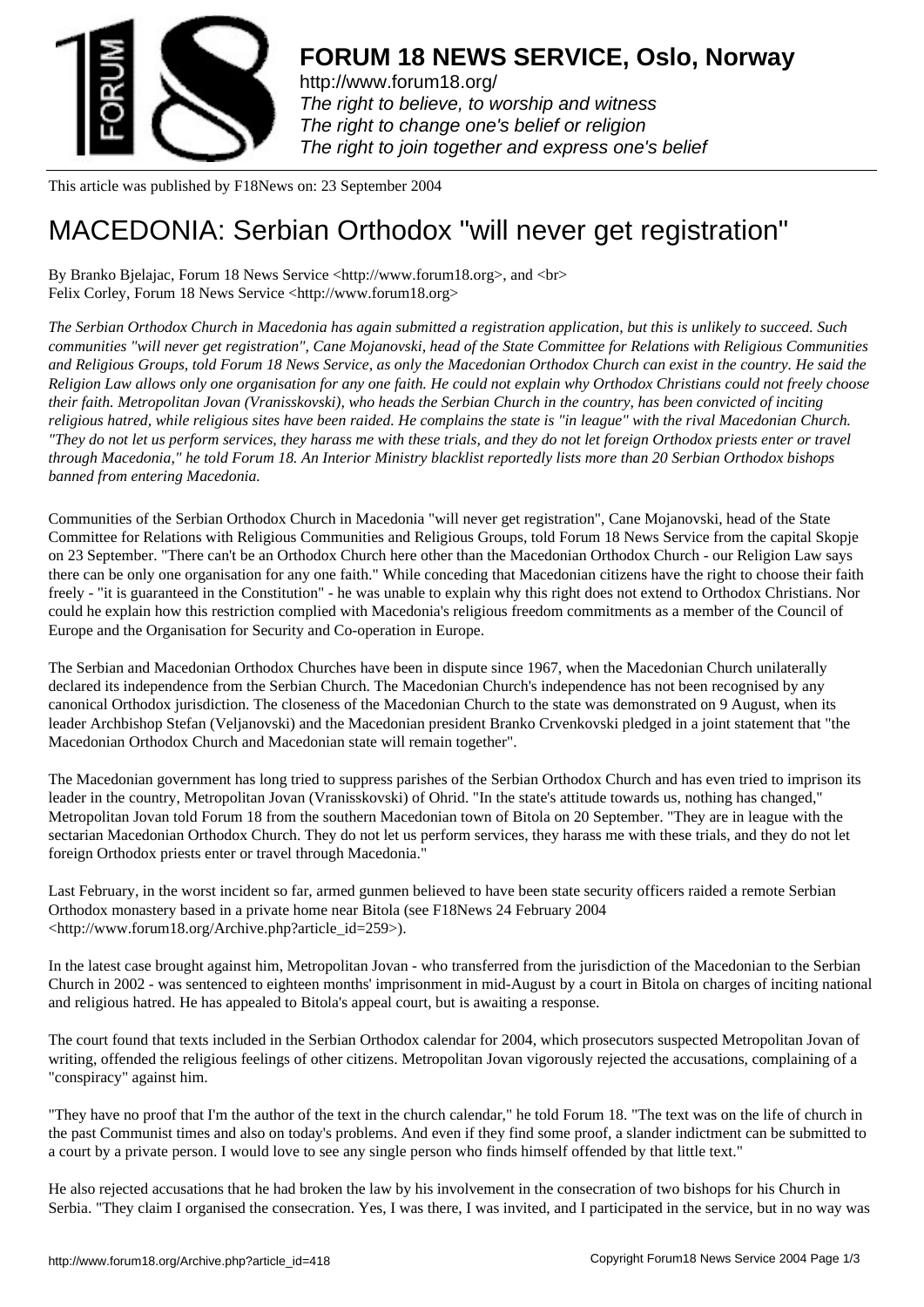**FORUM 18 NEWS SERVICE, Oslo, Norway**

http://www.forum18.org/
*The right to believe, to worship and witness*
*The right to change one's belief or religion*
*The right to join together and express one's belief*

This article was published by F18News on: 23 September 2004

# MACEDONIA: Serbian Orthodox "will never get registration"

By Branko Bjelajac, Forum 18 News Service <http://www.forum18.org>, and <br>
Felix Corley, Forum 18 News Service <http://www.forum18.org>

*The Serbian Orthodox Church in Macedonia has again submitted a registration application, but this is unlikely to succeed. Such communities "will never get registration", Cane Mojanovski, head of the State Committee for Relations with Religious Communities and Religious Groups, told Forum 18 News Service, as only the Macedonian Orthodox Church can exist in the country. He said the Religion Law allows only one organisation for any one faith. He could not explain why Orthodox Christians could not freely choose their faith. Metropolitan Jovan (Vranisskovski), who heads the Serbian Church in the country, has been convicted of inciting religious hatred, while religious sites have been raided. He complains the state is "in league" with the rival Macedonian Church. "They do not let us perform services, they harass me with these trials, and they do not let foreign Orthodox priests enter or travel through Macedonia," he told Forum 18. An Interior Ministry blacklist reportedly lists more than 20 Serbian Orthodox bishops banned from entering Macedonia.*

Communities of the Serbian Orthodox Church in Macedonia "will never get registration", Cane Mojanovski, head of the State Committee for Relations with Religious Communities and Religious Groups, told Forum 18 News Service from the capital Skopje on 23 September. "There can't be an Orthodox Church here other than the Macedonian Orthodox Church - our Religion Law says there can be only one organisation for any one faith." While conceding that Macedonian citizens have the right to choose their faith freely - "it is guaranteed in the Constitution" - he was unable to explain why this right does not extend to Orthodox Christians. Nor could he explain how this restriction complied with Macedonia's religious freedom commitments as a member of the Council of Europe and the Organisation for Security and Co-operation in Europe.

The Serbian and Macedonian Orthodox Churches have been in dispute since 1967, when the Macedonian Church unilaterally declared its independence from the Serbian Church. The Macedonian Church's independence has not been recognised by any canonical Orthodox jurisdiction. The closeness of the Macedonian Church to the state was demonstrated on 9 August, when its leader Archbishop Stefan (Veljanovski) and the Macedonian president Branko Crvenkovski pledged in a joint statement that "the Macedonian Orthodox Church and Macedonian state will remain together".

The Macedonian government has long tried to suppress parishes of the Serbian Orthodox Church and has even tried to imprison its leader in the country, Metropolitan Jovan (Vranisskovski) of Ohrid. "In the state's attitude towards us, nothing has changed," Metropolitan Jovan told Forum 18 from the southern Macedonian town of Bitola on 20 September. "They are in league with the sectarian Macedonian Orthodox Church. They do not let us perform services, they harass me with these trials, and they do not let foreign Orthodox priests enter or travel through Macedonia."

Last February, in the worst incident so far, armed gunmen believed to have been state security officers raided a remote Serbian Orthodox monastery based in a private home near Bitola (see F18News 24 February 2004 <http://www.forum18.org/Archive.php?article_id=259>).

In the latest case brought against him, Metropolitan Jovan - who transferred from the jurisdiction of the Macedonian to the Serbian Church in 2002 - was sentenced to eighteen months' imprisonment in mid-August by a court in Bitola on charges of inciting national and religious hatred. He has appealed to Bitola's appeal court, but is awaiting a response.

The court found that texts included in the Serbian Orthodox calendar for 2004, which prosecutors suspected Metropolitan Jovan of writing, offended the religious feelings of other citizens. Metropolitan Jovan vigorously rejected the accusations, complaining of a "conspiracy" against him.

"They have no proof that I'm the author of the text in the church calendar," he told Forum 18. "The text was on the life of church in the past Communist times and also on today's problems. And even if they find some proof, a slander indictment can be submitted to a court by a private person. I would love to see any single person who finds himself offended by that little text."

He also rejected accusations that he had broken the law by his involvement in the consecration of two bishops for his Church in Serbia. "They claim I organised the consecration. Yes, I was there, I was invited, and I participated in the service, but in no way was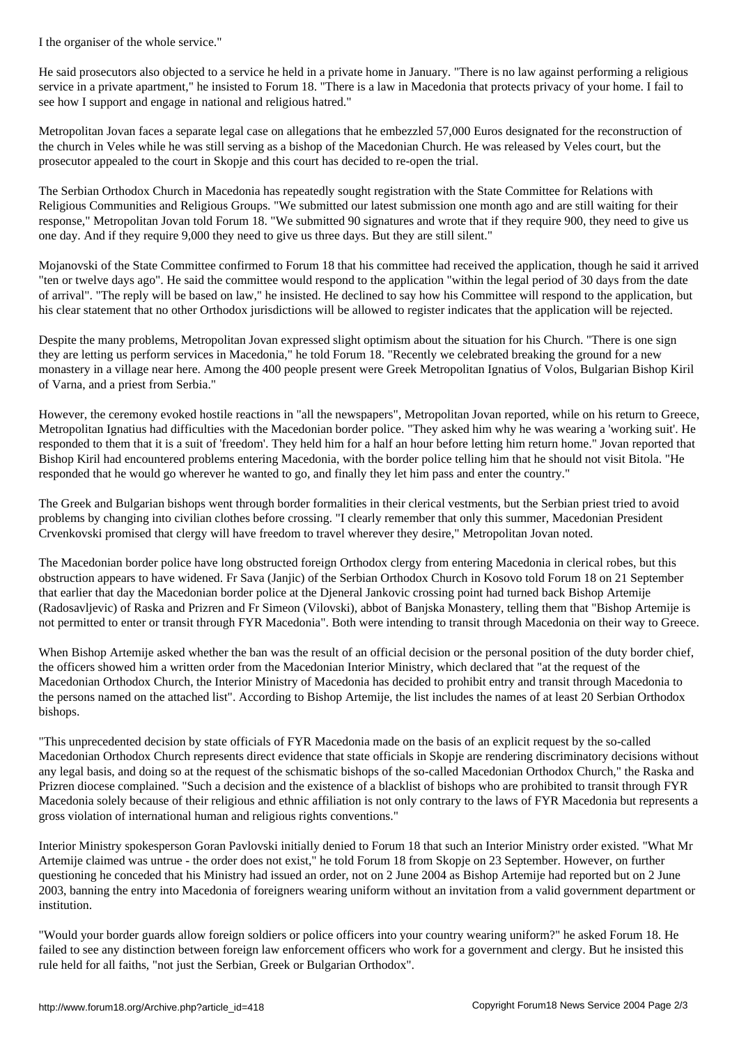I the organiser of the whole service."

He said prosecutors also objected to a service he held in a private home in January. "There is no law against performing a religious service in a private apartment," he insisted to Forum 18. "There is a law in Macedonia that protects privacy of your home. I fail to see how I support and engage in national and religious hatred."

Metropolitan Jovan faces a separate legal case on allegations that he embezzled 57,000 Euros designated for the reconstruction of the church in Veles while he was still serving as a bishop of the Macedonian Church. He was released by Veles court, but the prosecutor appealed to the court in Skopje and this court has decided to re-open the trial.

The Serbian Orthodox Church in Macedonia has repeatedly sought registration with the State Committee for Relations with Religious Communities and Religious Groups. "We submitted our latest submission one month ago and are still waiting for their response," Metropolitan Jovan told Forum 18. "We submitted 90 signatures and wrote that if they require 900, they need to give us one day. And if they require 9,000 they need to give us three days. But they are still silent."

Mojanovski of the State Committee confirmed to Forum 18 that his committee had received the application, though he said it arrived "ten or twelve days ago". He said the committee would respond to the application "within the legal period of 30 days from the date of arrival". "The reply will be based on law," he insisted. He declined to say how his Committee will respond to the application, but his clear statement that no other Orthodox jurisdictions will be allowed to register indicates that the application will be rejected.

Despite the many problems, Metropolitan Jovan expressed slight optimism about the situation for his Church. "There is one sign they are letting us perform services in Macedonia," he told Forum 18. "Recently we celebrated breaking the ground for a new monastery in a village near here. Among the 400 people present were Greek Metropolitan Ignatius of Volos, Bulgarian Bishop Kiril of Varna, and a priest from Serbia."

However, the ceremony evoked hostile reactions in "all the newspapers", Metropolitan Jovan reported, while on his return to Greece, Metropolitan Ignatius had difficulties with the Macedonian border police. "They asked him why he was wearing a 'working suit'. He responded to them that it is a suit of 'freedom'. They held him for a half an hour before letting him return home." Jovan reported that Bishop Kiril had encountered problems entering Macedonia, with the border police telling him that he should not visit Bitola. "He responded that he would go wherever he wanted to go, and finally they let him pass and enter the country."

The Greek and Bulgarian bishops went through border formalities in their clerical vestments, but the Serbian priest tried to avoid problems by changing into civilian clothes before crossing. "I clearly remember that only this summer, Macedonian President Crvenkovski promised that clergy will have freedom to travel wherever they desire," Metropolitan Jovan noted.

The Macedonian border police have long obstructed foreign Orthodox clergy from entering Macedonia in clerical robes, but this obstruction appears to have widened. Fr Sava (Janjic) of the Serbian Orthodox Church in Kosovo told Forum 18 on 21 September that earlier that day the Macedonian border police at the Djeneral Jankovic crossing point had turned back Bishop Artemije (Radosavljevic) of Raska and Prizren and Fr Simeon (Vilovski), abbot of Banjska Monastery, telling them that "Bishop Artemije is not permitted to enter or transit through FYR Macedonia". Both were intending to transit through Macedonia on their way to Greece.

When Bishop Artemije asked whether the ban was the result of an official decision or the personal position of the duty border chief, the officers showed him a written order from the Macedonian Interior Ministry, which declared that "at the request of the Macedonian Orthodox Church, the Interior Ministry of Macedonia has decided to prohibit entry and transit through Macedonia to the persons named on the attached list". According to Bishop Artemije, the list includes the names of at least 20 Serbian Orthodox bishops.

"This unprecedented decision by state officials of FYR Macedonia made on the basis of an explicit request by the so-called Macedonian Orthodox Church represents direct evidence that state officials in Skopje are rendering discriminatory decisions without any legal basis, and doing so at the request of the schismatic bishops of the so-called Macedonian Orthodox Church," the Raska and Prizren diocese complained. "Such a decision and the existence of a blacklist of bishops who are prohibited to transit through FYR Macedonia solely because of their religious and ethnic affiliation is not only contrary to the laws of FYR Macedonia but represents a gross violation of international human and religious rights conventions."

Interior Ministry spokesperson Goran Pavlovski initially denied to Forum 18 that such an Interior Ministry order existed. "What Mr Artemije claimed was untrue - the order does not exist," he told Forum 18 from Skopje on 23 September. However, on further questioning he conceded that his Ministry had issued an order, not on 2 June 2004 as Bishop Artemije had reported but on 2 June 2003, banning the entry into Macedonia of foreigners wearing uniform without an invitation from a valid government department or institution.

"Would your border guards allow foreign soldiers or police officers into your country wearing uniform?" he asked Forum 18. He failed to see any distinction between foreign law enforcement officers who work for a government and clergy. But he insisted this rule held for all faiths, "not just the Serbian, Greek or Bulgarian Orthodox".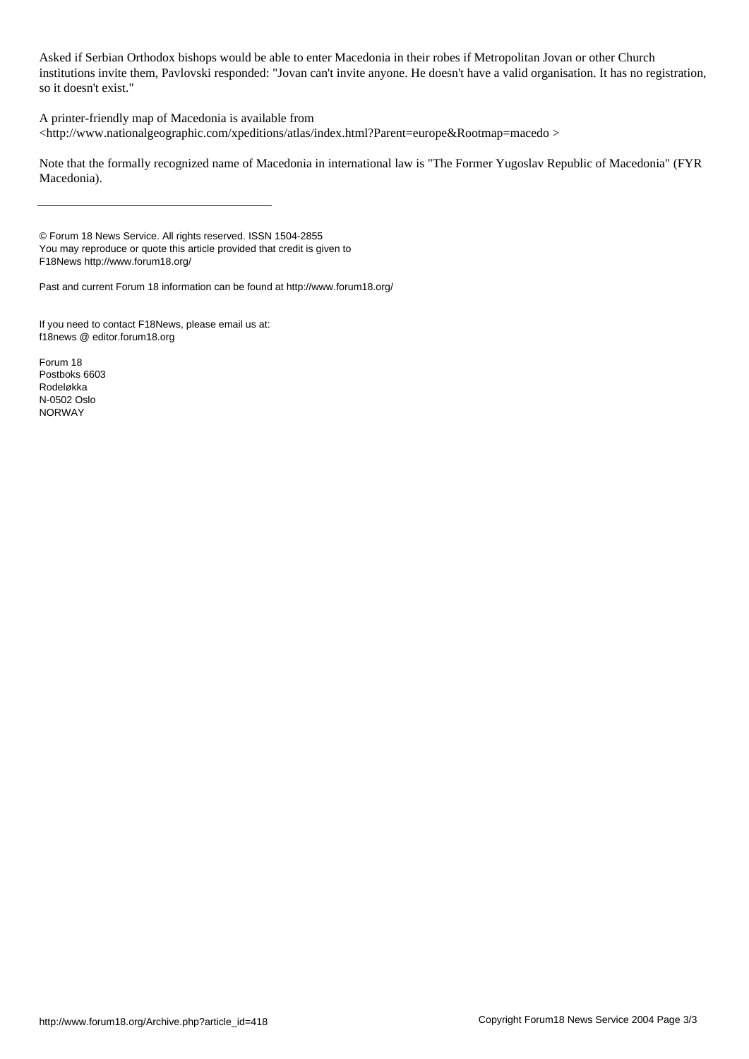Asked if Serbian Orthodox bishops would be able to enter Macedonia in their robes if Metropolitan Jovan or other Church institutions invite them, Pavlovski responded: "Jovan can't invite anyone. He doesn't have a valid organisation. It has no registration, so it doesn't exist."

A printer-friendly map of Macedonia is available from <http://www.nationalgeographic.com/xpeditions/atlas/index.html?Parent=europe&Rootmap=macedo >

Note that the formally recognized name of Macedonia in international law is "The Former Yugoslav Republic of Macedonia" (FYR Macedonia).

---

© Forum 18 News Service. All rights reserved. ISSN 1504-2855
You may reproduce or quote this article provided that credit is given to F18News http://www.forum18.org/

Past and current Forum 18 information can be found at http://www.forum18.org/

If you need to contact F18News, please email us at:
f18news @ editor.forum18.org

Forum 18
Postboks 6603
Rodeløkka
N-0502 Oslo
NORWAY